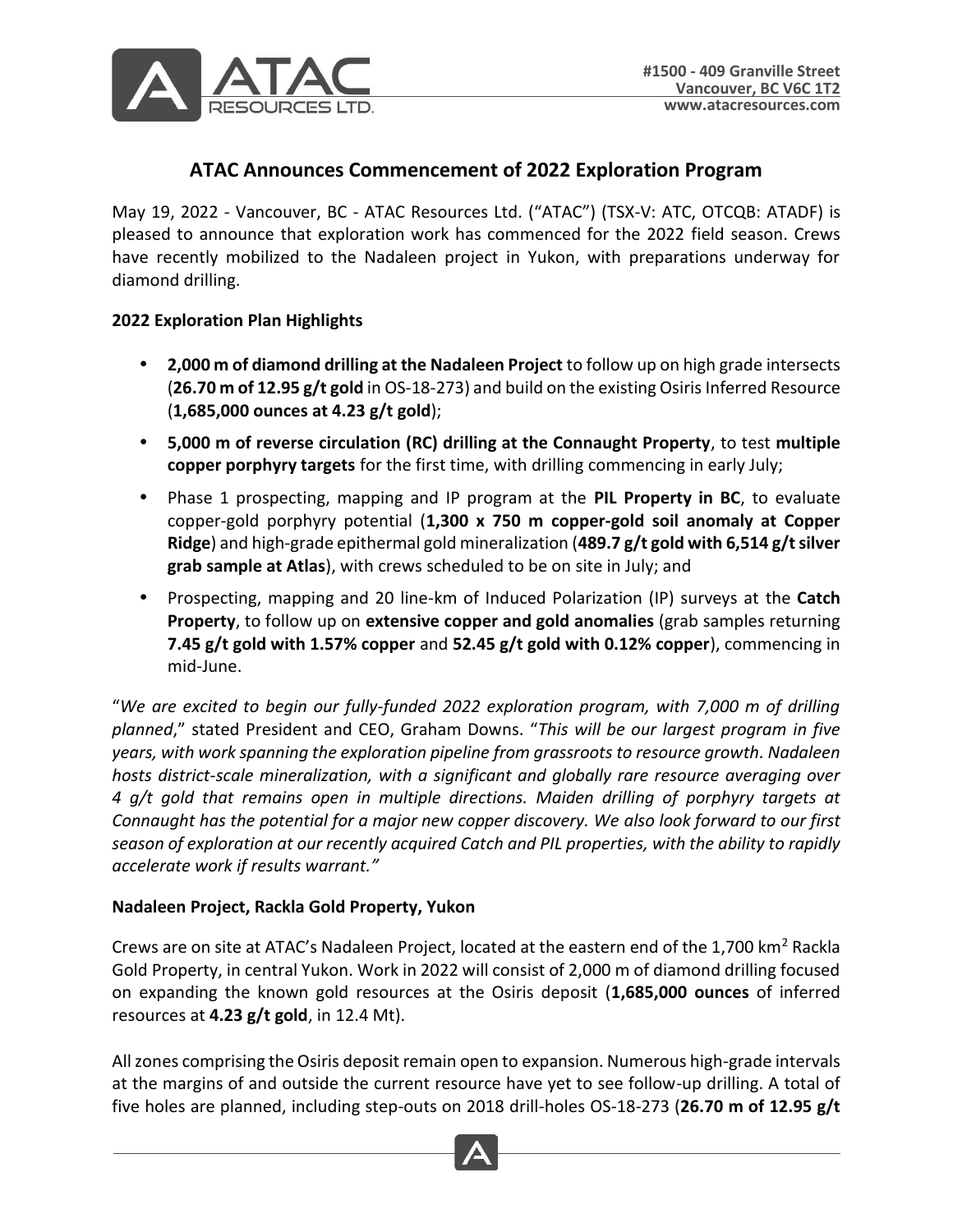#1500 - 409 Granville Street
Vancouver, BC V6C 1T2
www.atacresources.com

# ATAC Announces Commencement of 2022 Exploration Program

May 19, 2022 - Vancouver, BC - ATAC Resources Ltd. ("ATAC") (TSX-V: ATC, OTCQB: ATADF) is pleased to announce that exploration work has commenced for the 2022 field season. Crews have recently mobilized to the Nadaleen project in Yukon, with preparations underway for diamond drilling.

**2022 Exploration Plan Highlights**

- **2,000 m of diamond drilling at the Nadaleen Project** to follow up on high grade intersects (**26.70 m of 12.95 g/t gold** in OS-18-273) and build on the existing Osiris Inferred Resource (**1,685,000 ounces at 4.23 g/t gold**);
- **5,000 m of reverse circulation (RC) drilling at the Connaught Property**, to test **multiple copper porphyry targets** for the first time, with drilling commencing in early July;
- Phase 1 prospecting, mapping and IP program at the **PIL Property in BC**, to evaluate copper-gold porphyry potential (**1,300 x 750 m copper-gold soil anomaly at Copper Ridge**) and high-grade epithermal gold mineralization (**489.7 g/t gold with 6,514 g/t silver grab sample at Atlas**), with crews scheduled to be on site in July; and
- Prospecting, mapping and 20 line-km of Induced Polarization (IP) surveys at the **Catch Property**, to follow up on **extensive copper and gold anomalies** (grab samples returning **7.45 g/t gold with 1.57% copper** and **52.45 g/t gold with 0.12% copper**), commencing in mid-June.

"*We are excited to begin our fully-funded 2022 exploration program, with 7,000 m of drilling planned*," stated President and CEO, Graham Downs. "*This will be our largest program in five years, with work spanning the exploration pipeline from grassroots to resource growth. Nadaleen hosts district-scale mineralization, with a significant and globally rare resource averaging over 4 g/t gold that remains open in multiple directions. Maiden drilling of porphyry targets at Connaught has the potential for a major new copper discovery. We also look forward to our first season of exploration at our recently acquired Catch and PIL properties, with the ability to rapidly accelerate work if results warrant.*"

**Nadaleen Project, Rackla Gold Property, Yukon**

Crews are on site at ATAC's Nadaleen Project, located at the eastern end of the 1,700 km$^2$ Rackla Gold Property, in central Yukon. Work in 2022 will consist of 2,000 m of diamond drilling focused on expanding the known gold resources at the Osiris deposit (**1,685,000 ounces** of inferred resources at **4.23 g/t gold**, in 12.4 Mt).

All zones comprising the Osiris deposit remain open to expansion. Numerous high-grade intervals at the margins of and outside the current resource have yet to see follow-up drilling. A total of five holes are planned, including step-outs on 2018 drill-holes OS-18-273 (**26.70 m of 12.95 g/t**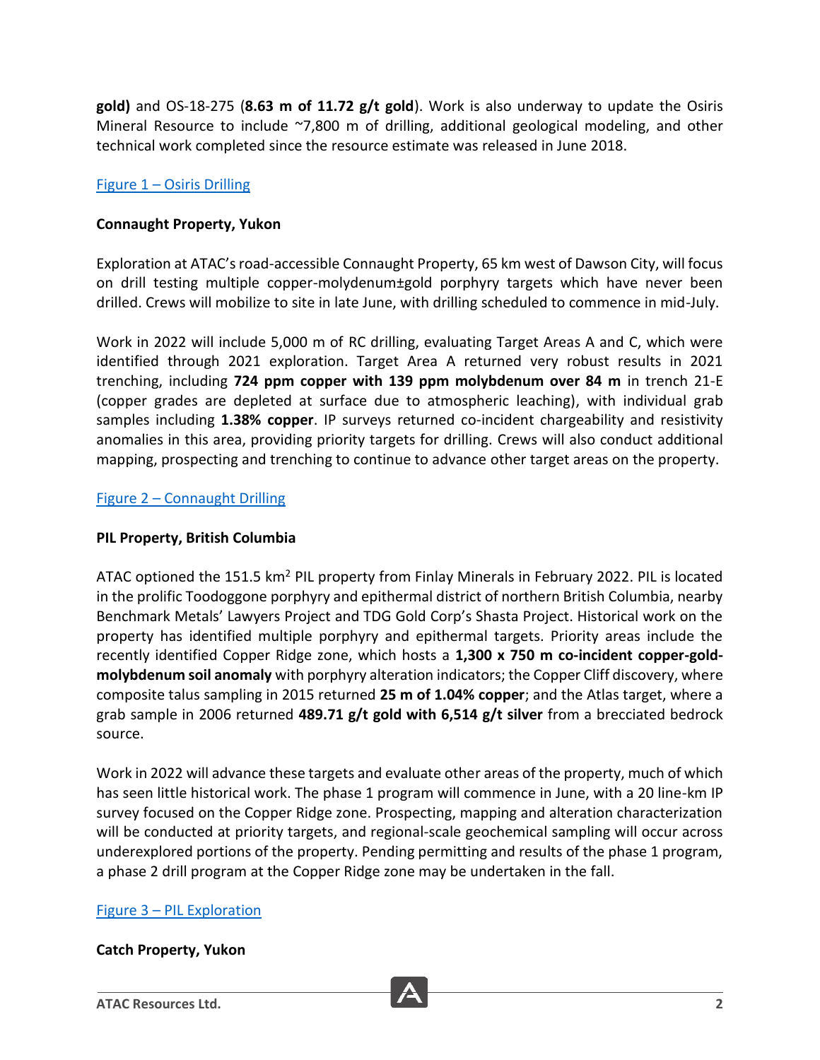**gold)** and OS-18-275 (**8.63 m of 11.72 g/t gold**). Work is also underway to update the Osiris Mineral Resource to include ~7,800 m of drilling, additional geological modeling, and other technical work completed since the resource estimate was released in June 2018.

[Figure 1 – Osiris Drilling]

**Connaught Property, Yukon**

Exploration at ATAC's road-accessible Connaught Property, 65 km west of Dawson City, will focus on drill testing multiple copper-molydenum±gold porphyry targets which have never been drilled. Crews will mobilize to site in late June, with drilling scheduled to commence in mid-July.

Work in 2022 will include 5,000 m of RC drilling, evaluating Target Areas A and C, which were identified through 2021 exploration. Target Area A returned very robust results in 2021 trenching, including **724 ppm copper with 139 ppm molybdenum over 84 m** in trench 21-E (copper grades are depleted at surface due to atmospheric leaching), with individual grab samples including **1.38% copper**. IP surveys returned co-incident chargeability and resistivity anomalies in this area, providing priority targets for drilling. Crews will also conduct additional mapping, prospecting and trenching to continue to advance other target areas on the property.

[Figure 2 – Connaught Drilling]

**PIL Property, British Columbia**

ATAC optioned the 151.5 km$^2$ PIL property from Finlay Minerals in February 2022. PIL is located in the prolific Toodoggone porphyry and epithermal district of northern British Columbia, nearby Benchmark Metals' Lawyers Project and TDG Gold Corp's Shasta Project. Historical work on the property has identified multiple porphyry and epithermal targets. Priority areas include the recently identified Copper Ridge zone, which hosts a **1,300 x 750 m co-incident copper-gold-molybdenum soil anomaly** with porphyry alteration indicators; the Copper Cliff discovery, where composite talus sampling in 2015 returned **25 m of 1.04% copper**; and the Atlas target, where a grab sample in 2006 returned **489.71 g/t gold with 6,514 g/t silver** from a brecciated bedrock source.

Work in 2022 will advance these targets and evaluate other areas of the property, much of which has seen little historical work. The phase 1 program will commence in June, with a 20 line-km IP survey focused on the Copper Ridge zone. Prospecting, mapping and alteration characterization will be conducted at priority targets, and regional-scale geochemical sampling will occur across underexplored portions of the property. Pending permitting and results of the phase 1 program, a phase 2 drill program at the Copper Ridge zone may be undertaken in the fall.

[Figure 3 – PIL Exploration]

**Catch Property, Yukon**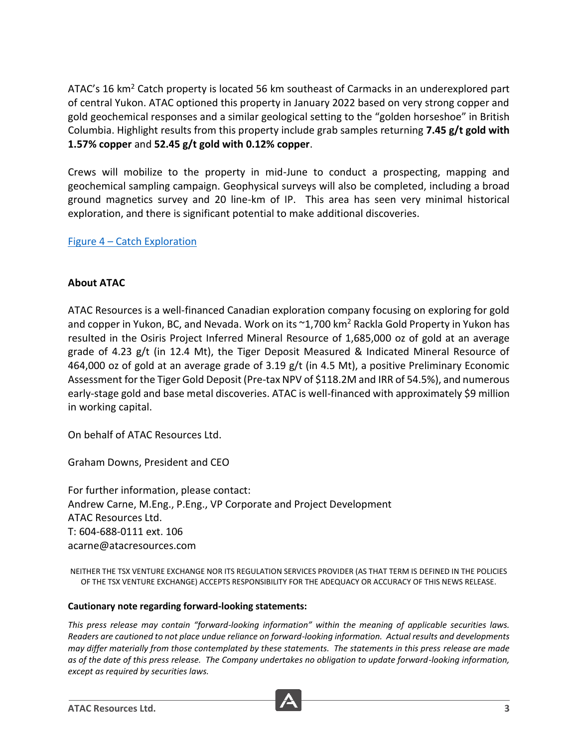ATAC's 16 km$^2$ Catch property is located 56 km southeast of Carmacks in an underexplored part of central Yukon. ATAC optioned this property in January 2022 based on very strong copper and gold geochemical responses and a similar geological setting to the "golden horseshoe" in British Columbia. Highlight results from this property include grab samples returning **7.45 g/t gold with 1.57% copper** and **52.45 g/t gold with 0.12% copper**.

Crews will mobilize to the property in mid-June to conduct a prospecting, mapping and geochemical sampling campaign. Geophysical surveys will also be completed, including a broad ground magnetics survey and 20 line-km of IP. This area has seen very minimal historical exploration, and there is significant potential to make additional discoveries.

Figure 4 – Catch Exploration

## About ATAC

ATAC Resources is a well-financed Canadian exploration company focusing on exploring for gold and copper in Yukon, BC, and Nevada. Work on its ~1,700 km$^2$ Rackla Gold Property in Yukon has resulted in the Osiris Project Inferred Mineral Resource of 1,685,000 oz of gold at an average grade of 4.23 g/t (in 12.4 Mt), the Tiger Deposit Measured & Indicated Mineral Resource of 464,000 oz of gold at an average grade of 3.19 g/t (in 4.5 Mt), a positive Preliminary Economic Assessment for the Tiger Gold Deposit (Pre-tax NPV of $118.2M and IRR of 54.5%), and numerous early-stage gold and base metal discoveries. ATAC is well-financed with approximately $9 million in working capital.

On behalf of ATAC Resources Ltd.

Graham Downs, President and CEO

For further information, please contact:
Andrew Carne, M.Eng., P.Eng., VP Corporate and Project Development
ATAC Resources Ltd.
T: 604-688-0111 ext. 106
acarne@atacresources.com

NEITHER THE TSX VENTURE EXCHANGE NOR ITS REGULATION SERVICES PROVIDER (AS THAT TERM IS DEFINED IN THE POLICIES OF THE TSX VENTURE EXCHANGE) ACCEPTS RESPONSIBILITY FOR THE ADEQUACY OR ACCURACY OF THIS NEWS RELEASE.

**Cautionary note regarding forward-looking statements:**

*This press release may contain "forward-looking information" within the meaning of applicable securities laws. Readers are cautioned to not place undue reliance on forward-looking information. Actual results and developments may differ materially from those contemplated by these statements. The statements in this press release are made as of the date of this press release. The Company undertakes no obligation to update forward-looking information, except as required by securities laws.*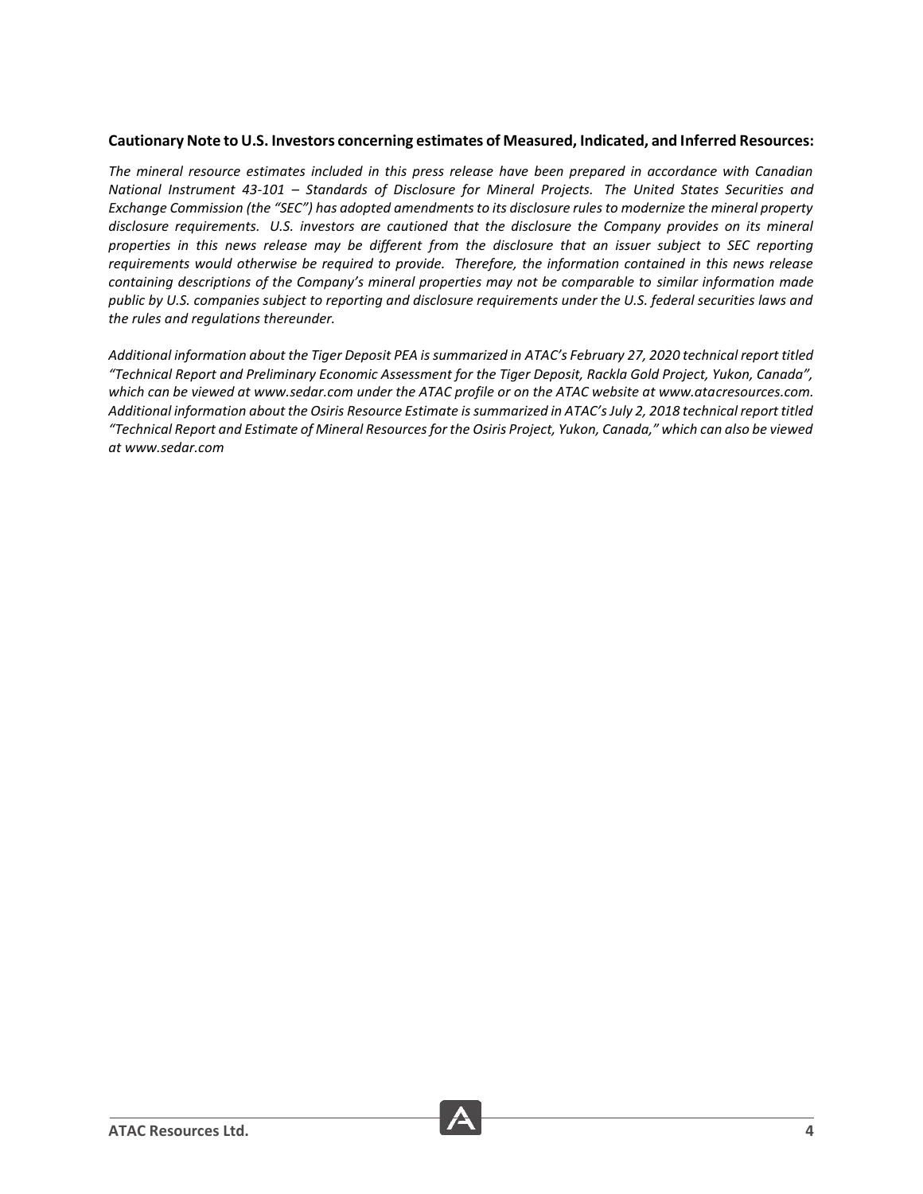**Cautionary Note to U.S. Investors concerning estimates of Measured, Indicated, and Inferred Resources:**

*The mineral resource estimates included in this press release have been prepared in accordance with Canadian National Instrument 43-101 – Standards of Disclosure for Mineral Projects. The United States Securities and Exchange Commission (the "SEC") has adopted amendments to its disclosure rules to modernize the mineral property disclosure requirements. U.S. investors are cautioned that the disclosure the Company provides on its mineral properties in this news release may be different from the disclosure that an issuer subject to SEC reporting requirements would otherwise be required to provide. Therefore, the information contained in this news release containing descriptions of the Company's mineral properties may not be comparable to similar information made public by U.S. companies subject to reporting and disclosure requirements under the U.S. federal securities laws and the rules and regulations thereunder.*

*Additional information about the Tiger Deposit PEA is summarized in ATAC's February 27, 2020 technical report titled "Technical Report and Preliminary Economic Assessment for the Tiger Deposit, Rackla Gold Project, Yukon, Canada", which can be viewed at www.sedar.com under the ATAC profile or on the ATAC website at www.atacresources.com. Additional information about the Osiris Resource Estimate is summarized in ATAC's July 2, 2018 technical report titled "Technical Report and Estimate of Mineral Resources for the Osiris Project, Yukon, Canada," which can also be viewed at www.sedar.com*